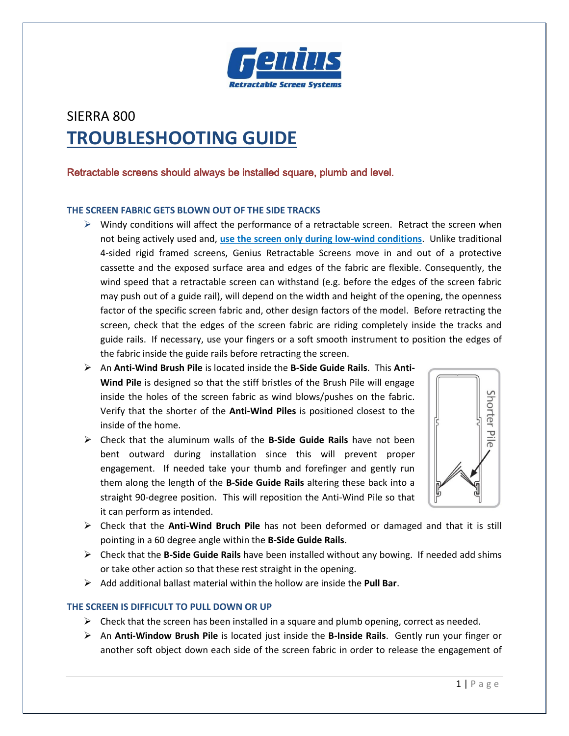SIERRA 800

# TROUBLESHOOTING GUIDE

Retractable screens should always be installed square, plumb and level.

## THE SCREEN FABRIC GETS BLOWN OUT OF THE SIDE TRACKS

- Windy conditions will affect the performance of a retractable screen. Retract the screen when not being actively used and, **use the screen only during low-wind conditions**. Unlike traditional 4-sided rigid framed screens, Genius Retractable Screens move in and out of a protective cassette and the exposed surface area and edges of the fabric are flexible. Consequently, the wind speed that a retractable screen can withstand (e.g. before the edges of the screen fabric may push out of a guide rail), will depend on the width and height of the opening, the openness factor of the specific screen fabric and, other design factors of the model. Before retracting the screen, check that the edges of the screen fabric are riding completely inside the tracks and guide rails. If necessary, use your fingers or a soft smooth instrument to position the edges of the fabric inside the guide rails before retracting the screen.
- An **Anti-Wind Brush Pile** is located inside the **B-Side Guide Rails**. This **Anti-Wind Pile** is designed so that the stiff bristles of the Brush Pile will engage inside the holes of the screen fabric as wind blows/pushes on the fabric. Verify that the shorter of the **Anti-Wind Piles** is positioned closest to the inside of the home.
- Check that the aluminum walls of the **B-Side Guide Rails** have not been bent outward during installation since this will prevent proper engagement. If needed take your thumb and forefinger and gently run them along the length of the **B-Side Guide Rails** altering these back into a straight 90-degree position. This will reposition the Anti-Wind Pile so that it can perform as intended.

Shorter Pile

- Check that the **Anti-Wind Bruch Pile** has not been deformed or damaged and that it is still pointing in a 60 degree angle within the **B-Side Guide Rails**.
- Check that the **B-Side Guide Rails** have been installed without any bowing. If needed add shims or take other action so that these rest straight in the opening.
- Add additional ballast material within the hollow are inside the **Pull Bar**.

## THE SCREEN IS DIFFICULT TO PULL DOWN OR UP

- Check that the screen has been installed in a square and plumb opening, correct as needed.
- An **Anti-Window Brush Pile** is located just inside the **B-Inside Rails**. Gently run your finger or another soft object down each side of the screen fabric in order to release the engagement of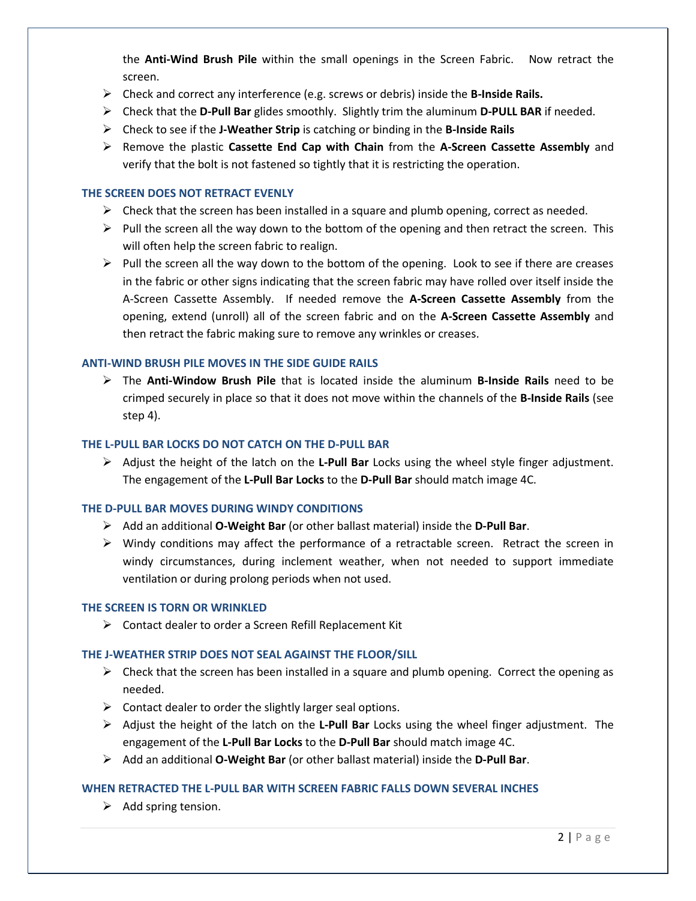the **Anti-Wind Brush Pile** within the small openings in the Screen Fabric. Now retract the screen.

- Check and correct any interference (e.g. screws or debris) inside the **B-Inside Rails.**
- Check that the **D-Pull Bar** glides smoothly. Slightly trim the aluminum **D-PULL BAR** if needed.
- Check to see if the **J-Weather Strip** is catching or binding in the **B-Inside Rails**
- Remove the plastic **Cassette End Cap with Chain** from the **A-Screen Cassette Assembly** and verify that the bolt is not fastened so tightly that it is restricting the operation.

### THE SCREEN DOES NOT RETRACT EVENLY

- Check that the screen has been installed in a square and plumb opening, correct as needed.
- Pull the screen all the way down to the bottom of the opening and then retract the screen. This will often help the screen fabric to realign.
- Pull the screen all the way down to the bottom of the opening. Look to see if there are creases in the fabric or other signs indicating that the screen fabric may have rolled over itself inside the A-Screen Cassette Assembly. If needed remove the **A-Screen Cassette Assembly** from the opening, extend (unroll) all of the screen fabric and on the **A-Screen Cassette Assembly** and then retract the fabric making sure to remove any wrinkles or creases.

### ANTI-WIND BRUSH PILE MOVES IN THE SIDE GUIDE RAILS

- The **Anti-Window Brush Pile** that is located inside the aluminum **B-Inside Rails** need to be crimped securely in place so that it does not move within the channels of the **B-Inside Rails** (see step 4).

### THE L-PULL BAR LOCKS DO NOT CATCH ON THE D-PULL BAR

- Adjust the height of the latch on the **L-Pull Bar** Locks using the wheel style finger adjustment. The engagement of the **L-Pull Bar Locks** to the **D-Pull Bar** should match image 4C.

### THE D-PULL BAR MOVES DURING WINDY CONDITIONS

- Add an additional **O-Weight Bar** (or other ballast material) inside the **D-Pull Bar**.
- Windy conditions may affect the performance of a retractable screen. Retract the screen in windy circumstances, during inclement weather, when not needed to support immediate ventilation or during prolong periods when not used.

### THE SCREEN IS TORN OR WRINKLED

- Contact dealer to order a Screen Refill Replacement Kit

### THE J-WEATHER STRIP DOES NOT SEAL AGAINST THE FLOOR/SILL

- Check that the screen has been installed in a square and plumb opening. Correct the opening as needed.
- Contact dealer to order the slightly larger seal options.
- Adjust the height of the latch on the **L-Pull Bar** Locks using the wheel finger adjustment. The engagement of the **L-Pull Bar Locks** to the **D-Pull Bar** should match image 4C.
- Add an additional **O-Weight Bar** (or other ballast material) inside the **D-Pull Bar**.

### WHEN RETRACTED THE L-PULL BAR WITH SCREEN FABRIC FALLS DOWN SEVERAL INCHES

- Add spring tension.